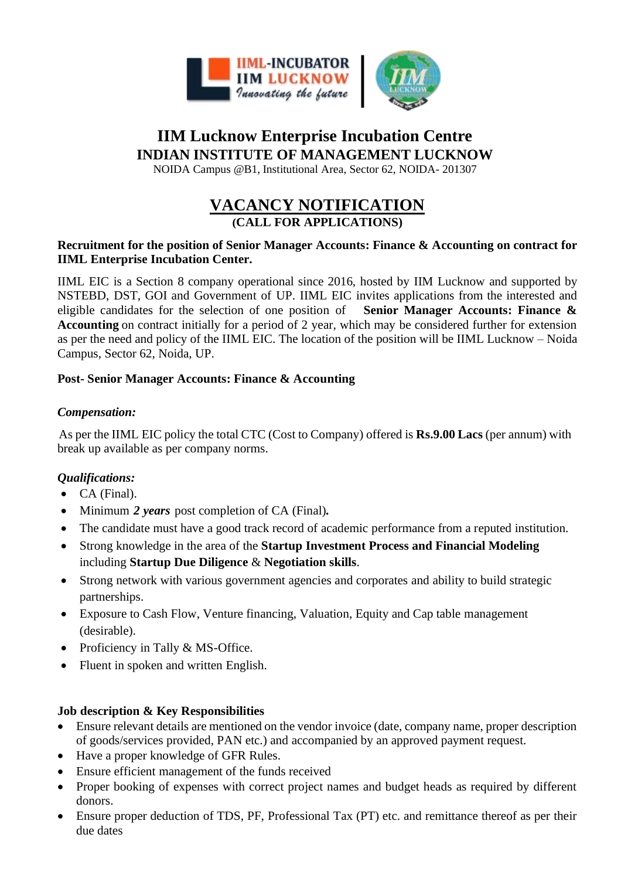# IIM Lucknow Enterprise Incubation Centre

## INDIAN INSTITUTE OF MANAGEMENT LUCKNOW

NOIDA Campus @B1, Institutional Area, Sector 62, NOIDA- 201307

## VACANCY NOTIFICATION

**(CALL FOR APPLICATIONS)**

**Recruitment for the position of Senior Manager Accounts: Finance & Accounting on contract for IIML Enterprise Incubation Center.**

IIML EIC is a Section 8 company operational since 2016, hosted by IIM Lucknow and supported by NSTEBD, DST, GOI and Government of UP. IIML EIC invites applications from the interested and eligible candidates for the selection of one position of **Senior Manager Accounts: Finance & Accounting** on contract initially for a period of 2 year, which may be considered further for extension as per the need and policy of the IIML EIC. The location of the position will be IIML Lucknow – Noida Campus, Sector 62, Noida, UP.

**Post- Senior Manager Accounts: Finance & Accounting**

***Compensation:***

As per the IIML EIC policy the total CTC (Cost to Company) offered is **Rs.9.00 Lacs** (per annum) with break up available as per company norms.

***Qualifications:***

- CA (Final).
- Minimum ***2 years*** post completion of CA (Final)**.**
- The candidate must have a good track record of academic performance from a reputed institution.
- Strong knowledge in the area of the **Startup Investment Process and Financial Modeling** including **Startup Due Diligence** & **Negotiation skills**.
- Strong network with various government agencies and corporates and ability to build strategic partnerships.
- Exposure to Cash Flow, Venture financing, Valuation, Equity and Cap table management (desirable).
- Proficiency in Tally & MS-Office.
- Fluent in spoken and written English.

**Job description & Key Responsibilities**

- Ensure relevant details are mentioned on the vendor invoice (date, company name, proper description of goods/services provided, PAN etc.) and accompanied by an approved payment request.
- Have a proper knowledge of GFR Rules.
- Ensure efficient management of the funds received
- Proper booking of expenses with correct project names and budget heads as required by different donors.
- Ensure proper deduction of TDS, PF, Professional Tax (PT) etc. and remittance thereof as per their due dates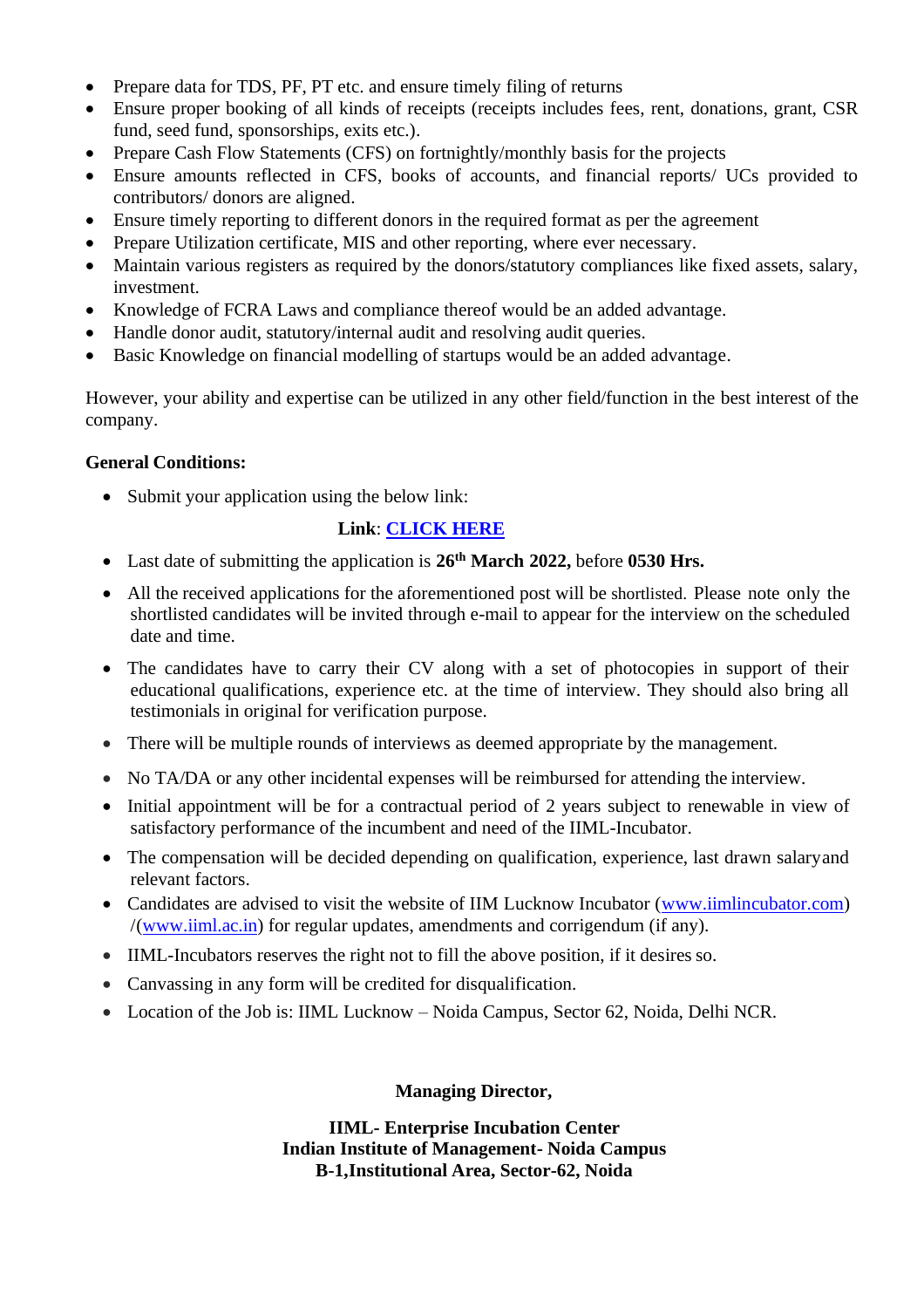- Prepare data for TDS, PF, PT etc. and ensure timely filing of returns
- Ensure proper booking of all kinds of receipts (receipts includes fees, rent, donations, grant, CSR fund, seed fund, sponsorships, exits etc.).
- Prepare Cash Flow Statements (CFS) on fortnightly/monthly basis for the projects
- Ensure amounts reflected in CFS, books of accounts, and financial reports/ UCs provided to contributors/ donors are aligned.
- Ensure timely reporting to different donors in the required format as per the agreement
- Prepare Utilization certificate, MIS and other reporting, where ever necessary.
- Maintain various registers as required by the donors/statutory compliances like fixed assets, salary, investment.
- Knowledge of FCRA Laws and compliance thereof would be an added advantage.
- Handle donor audit, statutory/internal audit and resolving audit queries.
- Basic Knowledge on financial modelling of startups would be an added advantage.

However, your ability and expertise can be utilized in any other field/function in the best interest of the company.

**General Conditions:**

- Submit your application using the below link:

  **Link**: **CLICK HERE**

- Last date of submitting the application is **26th March 2022,** before **0530 Hrs.**
- All the received applications for the aforementioned post will be shortlisted. Please note only the shortlisted candidates will be invited through e-mail to appear for the interview on the scheduled date and time.
- The candidates have to carry their CV along with a set of photocopies in support of their educational qualifications, experience etc. at the time of interview. They should also bring all testimonials in original for verification purpose.
- There will be multiple rounds of interviews as deemed appropriate by the management.
- No TA/DA or any other incidental expenses will be reimbursed for attending the interview.
- Initial appointment will be for a contractual period of 2 years subject to renewable in view of satisfactory performance of the incumbent and need of the IIML-Incubator.
- The compensation will be decided depending on qualification, experience, last drawn salaryand relevant factors.
- Candidates are advised to visit the website of IIM Lucknow Incubator (www.iimlincubator.com) /(www.iiml.ac.in) for regular updates, amendments and corrigendum (if any).
- IIML-Incubators reserves the right not to fill the above position, if it desires so.
- Canvassing in any form will be credited for disqualification.
- Location of the Job is: IIML Lucknow – Noida Campus, Sector 62, Noida, Delhi NCR.

**Managing Director,**

**IIML- Enterprise Incubation Center**
**Indian Institute of Management- Noida Campus**
**B-1,Institutional Area, Sector-62, Noida**